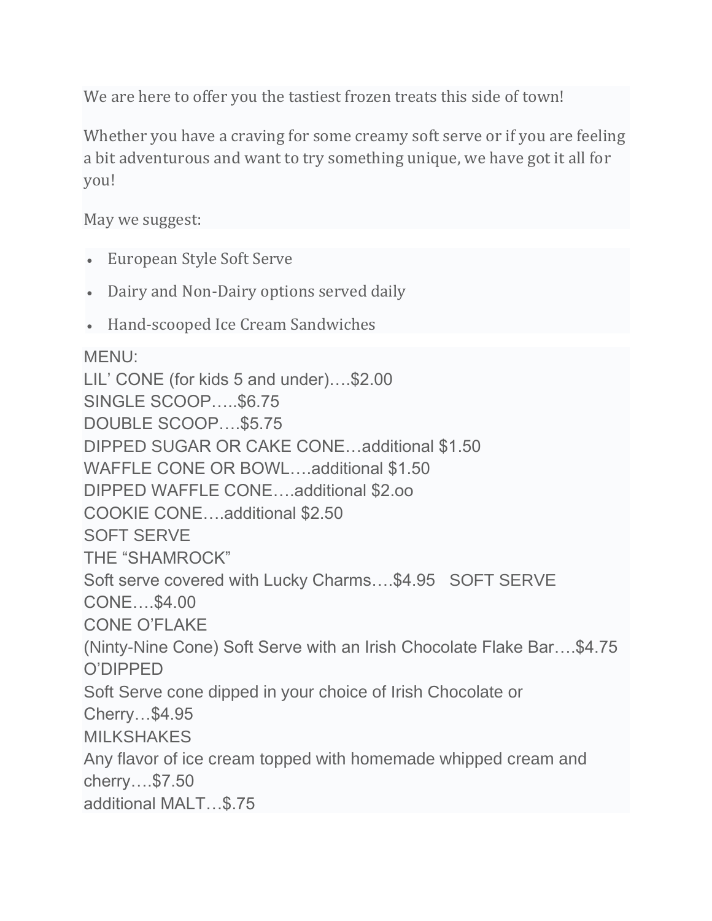We are here to offer you the tastiest frozen treats this side of town!

Whether you have a craving for some creamy soft serve or if you are feeling a bit adventurous and want to try something unique, we have got it all for you!

May we suggest:

- European Style Soft Serve
- Dairy and Non-Dairy options served daily
- Hand-scooped Ice Cream Sandwiches

MENU:
LIL' CONE (for kids 5 and under)….$2.00
SINGLE SCOOP…..$6.75
DOUBLE SCOOP….$5.75
DIPPED SUGAR OR CAKE CONE…additional $1.50
WAFFLE CONE OR BOWL….additional $1.50
DIPPED WAFFLE CONE….additional $2.oo
COOKIE CONE….additional $2.50
SOFT SERVE
THE "SHAMROCK"
Soft serve covered with Lucky Charms….$4.95   SOFT SERVE CONE….$4.00
CONE O'FLAKE
(Ninty-Nine Cone) Soft Serve with an Irish Chocolate Flake Bar….$4.75
O'DIPPED
Soft Serve cone dipped in your choice of Irish Chocolate or Cherry…$4.95
MILKSHAKES
Any flavor of ice cream topped with homemade whipped cream and cherry….$7.50
additional MALT…$.75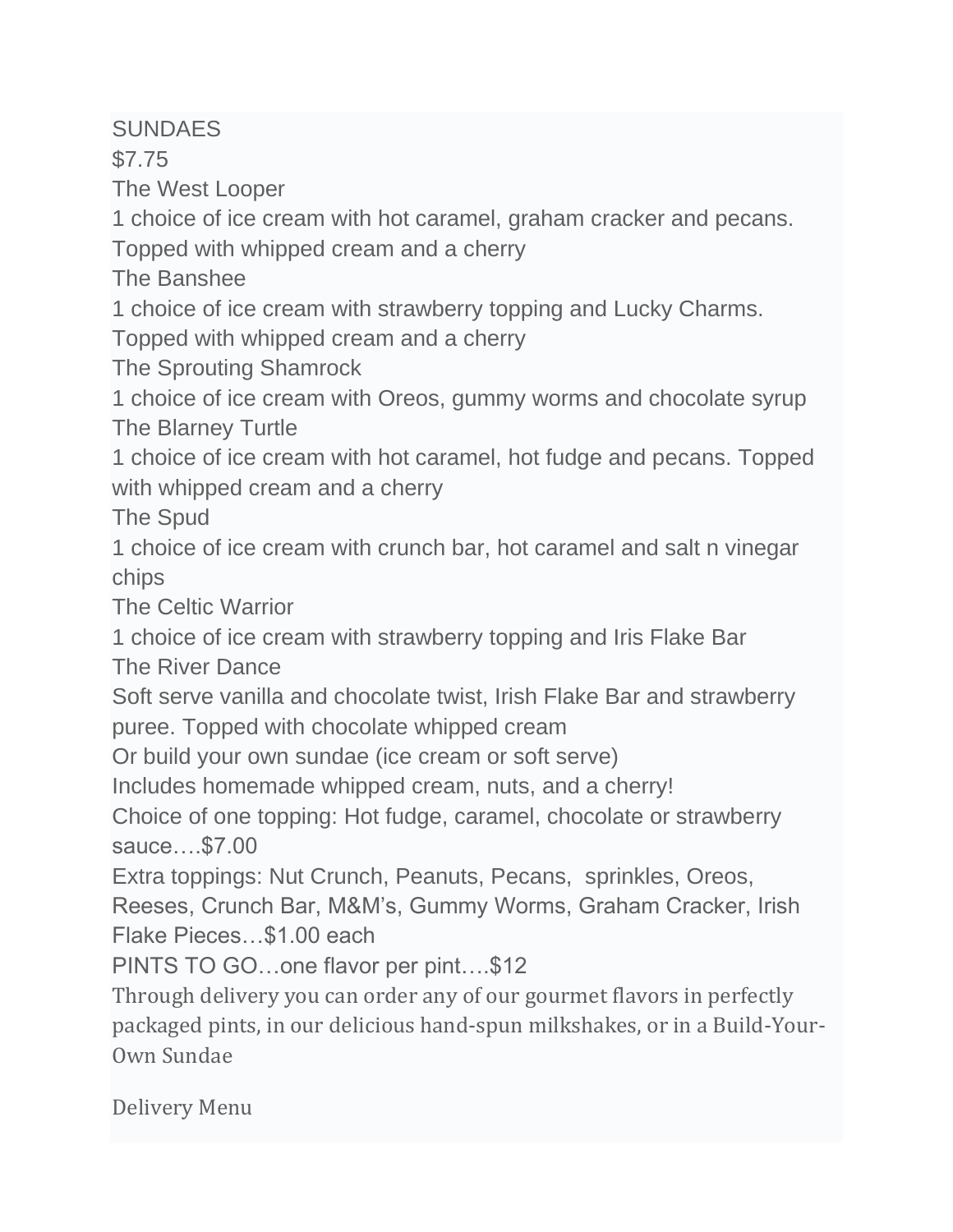## SUNDAES

$7.75

**The West Looper**

1 choice of ice cream with hot caramel, graham cracker and pecans. Topped with whipped cream and a cherry

**The Banshee**

1 choice of ice cream with strawberry topping and Lucky Charms. Topped with whipped cream and a cherry

**The Sprouting Shamrock**

1 choice of ice cream with Oreos, gummy worms and chocolate syrup

**The Blarney Turtle**

1 choice of ice cream with hot caramel, hot fudge and pecans. Topped with whipped cream and a cherry

**The Spud**

1 choice of ice cream with crunch bar, hot caramel and salt n vinegar chips

**The Celtic Warrior**

1 choice of ice cream with strawberry topping and Iris Flake Bar

**The River Dance**

Soft serve vanilla and chocolate twist, Irish Flake Bar and strawberry puree. Topped with chocolate whipped cream

Or build your own sundae (ice cream or soft serve)

Includes homemade whipped cream, nuts, and a cherry!

Choice of one topping: Hot fudge, caramel, chocolate or strawberry sauce….$7.00

Extra toppings: Nut Crunch, Peanuts, Pecans, sprinkles, Oreos, Reeses, Crunch Bar, M&M's, Gummy Worms, Graham Cracker, Irish Flake Pieces…$1.00 each

PINTS TO GO…one flavor per pint….$12

Through delivery you can order any of our gourmet flavors in perfectly packaged pints, in our delicious hand-spun milkshakes, or in a Build-Your-Own Sundae

Delivery Menu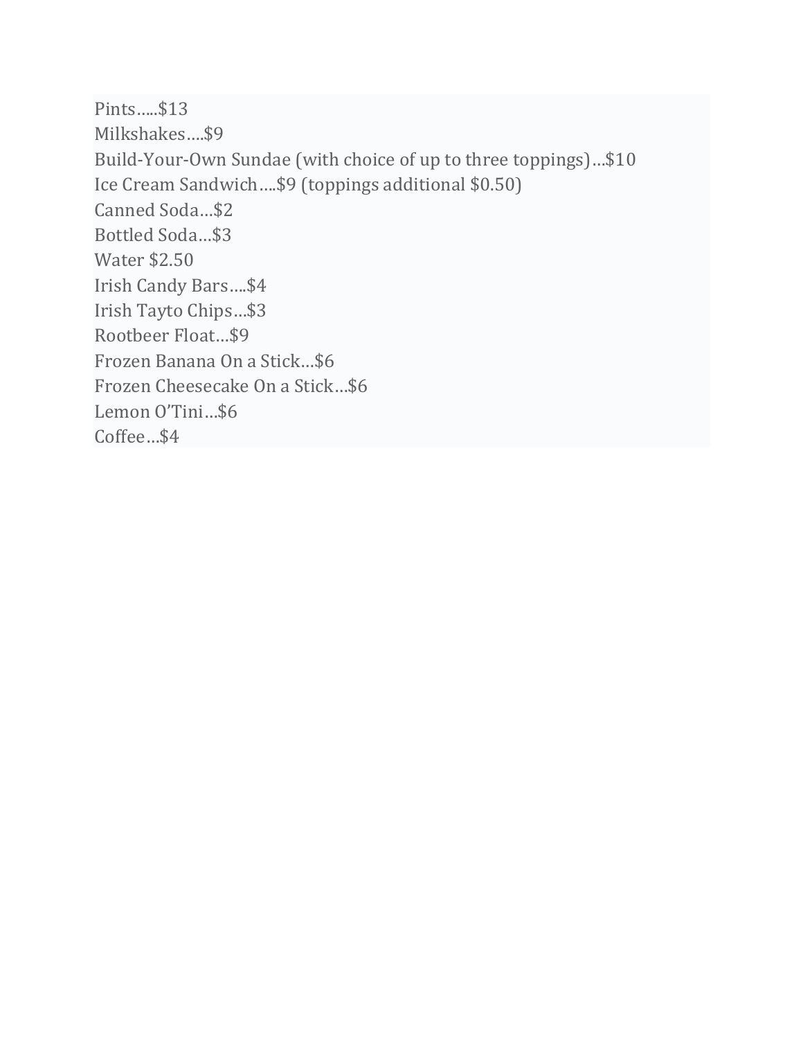Pints…..$13
Milkshakes….$9
Build-Your-Own Sundae (with choice of up to three toppings)…$10
Ice Cream Sandwich….$9 (toppings additional $0.50)
Canned Soda…$2
Bottled Soda…$3
Water $2.50
Irish Candy Bars….$4
Irish Tayto Chips…$3
Rootbeer Float…$9
Frozen Banana On a Stick…$6
Frozen Cheesecake On a Stick…$6
Lemon O'Tini…$6
Coffee…$4